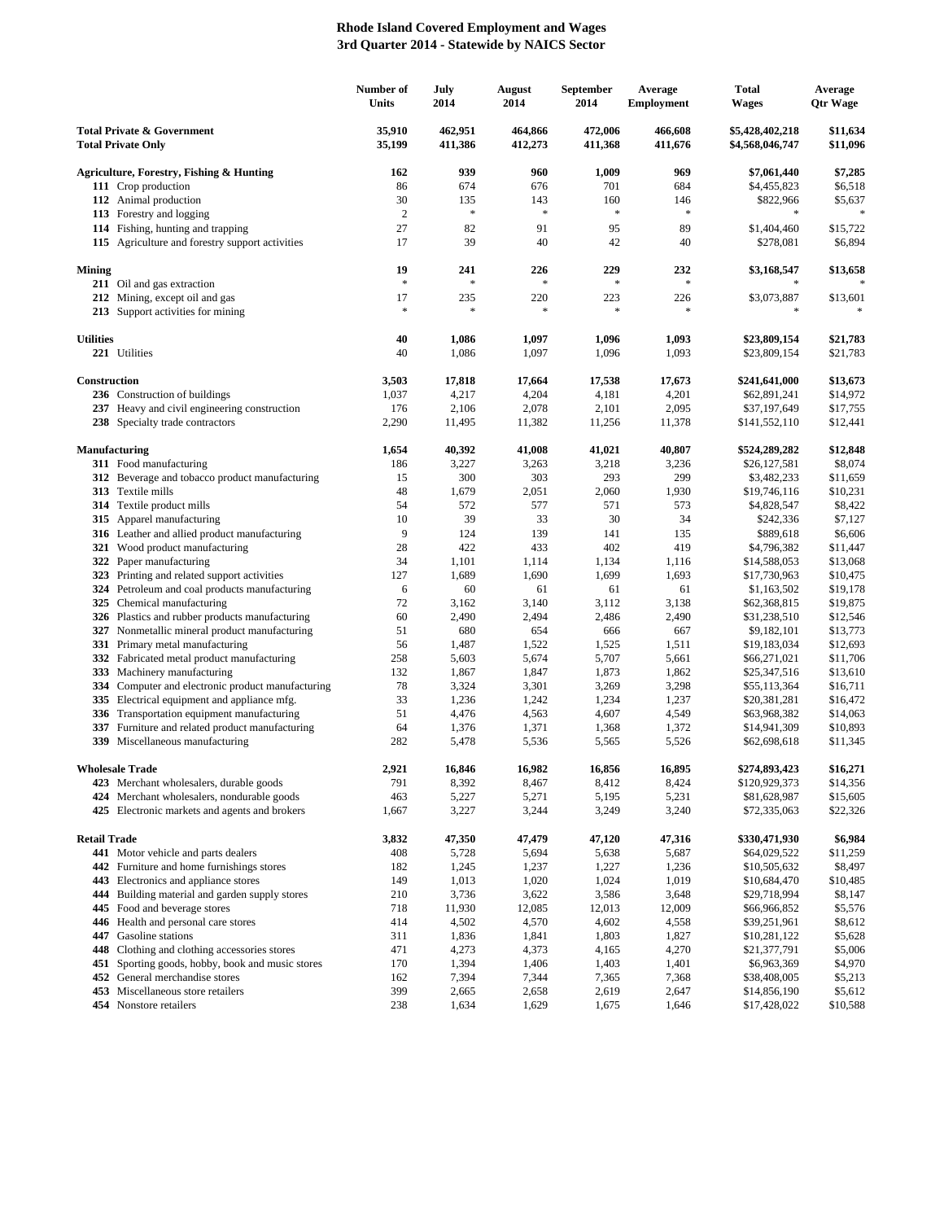# Rhode Island Covered Employment and Wages
## 3rd Quarter 2014 - Statewide by NAICS Sector

| | Number of Units | July 2014 | August 2014 | September 2014 | Average Employment | Total Wages | Average Qtr Wage |
|---|---|---|---|---|---|---|---|
| **Total Private & Government** | **35,910** | **462,951** | **464,866** | **472,006** | **466,608** | **$5,428,402,218** | **$11,634** |
| **Total Private Only** | **35,199** | **411,386** | **412,273** | **411,368** | **411,676** | **$4,568,046,747** | **$11,096** |
| | | | | | | | |
| **Agriculture, Forestry, Fishing & Hunting** | **162** | **939** | **960** | **1,009** | **969** | **$7,061,440** | **$7,285** |
| **111** Crop production | 86 | 674 | 676 | 701 | 684 | $4,455,823 | $6,518 |
| **112** Animal production | 30 | 135 | 143 | 160 | 146 | $822,966 | $5,637 |
| **113** Forestry and logging | 2 | * | * | * | * | * | * |
| **114** Fishing, hunting and trapping | 27 | 82 | 91 | 95 | 89 | $1,404,460 | $15,722 |
| **115** Agriculture and forestry support activities | 17 | 39 | 40 | 42 | 40 | $278,081 | $6,894 |
| | | | | | | | |
| **Mining** | **19** | **241** | **226** | **229** | **232** | **$3,168,547** | **$13,658** |
| **211** Oil and gas extraction | * | * | * | * | * | * | * |
| **212** Mining, except oil and gas | 17 | 235 | 220 | 223 | 226 | $3,073,887 | $13,601 |
| **213** Support activities for mining | * | * | * | * | * | * | * |
| | | | | | | | |
| **Utilities** | **40** | **1,086** | **1,097** | **1,096** | **1,093** | **$23,809,154** | **$21,783** |
| **221** Utilities | 40 | 1,086 | 1,097 | 1,096 | 1,093 | $23,809,154 | $21,783 |
| | | | | | | | |
| **Construction** | **3,503** | **17,818** | **17,664** | **17,538** | **17,673** | **$241,641,000** | **$13,673** |
| **236** Construction of buildings | 1,037 | 4,217 | 4,204 | 4,181 | 4,201 | $62,891,241 | $14,972 |
| **237** Heavy and civil engineering construction | 176 | 2,106 | 2,078 | 2,101 | 2,095 | $37,197,649 | $17,755 |
| **238** Specialty trade contractors | 2,290 | 11,495 | 11,382 | 11,256 | 11,378 | $141,552,110 | $12,441 |
| | | | | | | | |
| **Manufacturing** | **1,654** | **40,392** | **41,008** | **41,021** | **40,807** | **$524,289,282** | **$12,848** |
| **311** Food manufacturing | 186 | 3,227 | 3,263 | 3,218 | 3,236 | $26,127,581 | $8,074 |
| **312** Beverage and tobacco product manufacturing | 15 | 300 | 303 | 293 | 299 | $3,482,233 | $11,659 |
| **313** Textile mills | 48 | 1,679 | 2,051 | 2,060 | 1,930 | $19,746,116 | $10,231 |
| **314** Textile product mills | 54 | 572 | 577 | 571 | 573 | $4,828,547 | $8,422 |
| **315** Apparel manufacturing | 10 | 39 | 33 | 30 | 34 | $242,336 | $7,127 |
| **316** Leather and allied product manufacturing | 9 | 124 | 139 | 141 | 135 | $889,618 | $6,606 |
| **321** Wood product manufacturing | 28 | 422 | 433 | 402 | 419 | $4,796,382 | $11,447 |
| **322** Paper manufacturing | 34 | 1,101 | 1,114 | 1,134 | 1,116 | $14,588,053 | $13,068 |
| **323** Printing and related support activities | 127 | 1,689 | 1,690 | 1,699 | 1,693 | $17,730,963 | $10,475 |
| **324** Petroleum and coal products manufacturing | 6 | 60 | 61 | 61 | 61 | $1,163,502 | $19,178 |
| **325** Chemical manufacturing | 72 | 3,162 | 3,140 | 3,112 | 3,138 | $62,368,815 | $19,875 |
| **326** Plastics and rubber products manufacturing | 60 | 2,490 | 2,494 | 2,486 | 2,490 | $31,238,510 | $12,546 |
| **327** Nonmetallic mineral product manufacturing | 51 | 680 | 654 | 666 | 667 | $9,182,101 | $13,773 |
| **331** Primary metal manufacturing | 56 | 1,487 | 1,522 | 1,525 | 1,511 | $19,183,034 | $12,693 |
| **332** Fabricated metal product manufacturing | 258 | 5,603 | 5,674 | 5,707 | 5,661 | $66,271,021 | $11,706 |
| **333** Machinery manufacturing | 132 | 1,867 | 1,847 | 1,873 | 1,862 | $25,347,516 | $13,610 |
| **334** Computer and electronic product manufacturing | 78 | 3,324 | 3,301 | 3,269 | 3,298 | $55,113,364 | $16,711 |
| **335** Electrical equipment and appliance mfg. | 33 | 1,236 | 1,242 | 1,234 | 1,237 | $20,381,281 | $16,472 |
| **336** Transportation equipment manufacturing | 51 | 4,476 | 4,563 | 4,607 | 4,549 | $63,968,382 | $14,063 |
| **337** Furniture and related product manufacturing | 64 | 1,376 | 1,371 | 1,368 | 1,372 | $14,941,309 | $10,893 |
| **339** Miscellaneous manufacturing | 282 | 5,478 | 5,536 | 5,565 | 5,526 | $62,698,618 | $11,345 |
| | | | | | | | |
| **Wholesale Trade** | **2,921** | **16,846** | **16,982** | **16,856** | **16,895** | **$274,893,423** | **$16,271** |
| **423** Merchant wholesalers, durable goods | 791 | 8,392 | 8,467 | 8,412 | 8,424 | $120,929,373 | $14,356 |
| **424** Merchant wholesalers, nondurable goods | 463 | 5,227 | 5,271 | 5,195 | 5,231 | $81,628,987 | $15,605 |
| **425** Electronic markets and agents and brokers | 1,667 | 3,227 | 3,244 | 3,249 | 3,240 | $72,335,063 | $22,326 |
| | | | | | | | |
| **Retail Trade** | **3,832** | **47,350** | **47,479** | **47,120** | **47,316** | **$330,471,930** | **$6,984** |
| **441** Motor vehicle and parts dealers | 408 | 5,728 | 5,694 | 5,638 | 5,687 | $64,029,522 | $11,259 |
| **442** Furniture and home furnishings stores | 182 | 1,245 | 1,237 | 1,227 | 1,236 | $10,505,632 | $8,497 |
| **443** Electronics and appliance stores | 149 | 1,013 | 1,020 | 1,024 | 1,019 | $10,684,470 | $10,485 |
| **444** Building material and garden supply stores | 210 | 3,736 | 3,622 | 3,586 | 3,648 | $29,718,994 | $8,147 |
| **445** Food and beverage stores | 718 | 11,930 | 12,085 | 12,013 | 12,009 | $66,966,852 | $5,576 |
| **446** Health and personal care stores | 414 | 4,502 | 4,570 | 4,602 | 4,558 | $39,251,961 | $8,612 |
| **447** Gasoline stations | 311 | 1,836 | 1,841 | 1,803 | 1,827 | $10,281,122 | $5,628 |
| **448** Clothing and clothing accessories stores | 471 | 4,273 | 4,373 | 4,165 | 4,270 | $21,377,791 | $5,006 |
| **451** Sporting goods, hobby, book and music stores | 170 | 1,394 | 1,406 | 1,403 | 1,401 | $6,963,369 | $4,970 |
| **452** General merchandise stores | 162 | 7,394 | 7,344 | 7,365 | 7,368 | $38,408,005 | $5,213 |
| **453** Miscellaneous store retailers | 399 | 2,665 | 2,658 | 2,619 | 2,647 | $14,856,190 | $5,612 |
| **454** Nonstore retailers | 238 | 1,634 | 1,629 | 1,675 | 1,646 | $17,428,022 | $10,588 |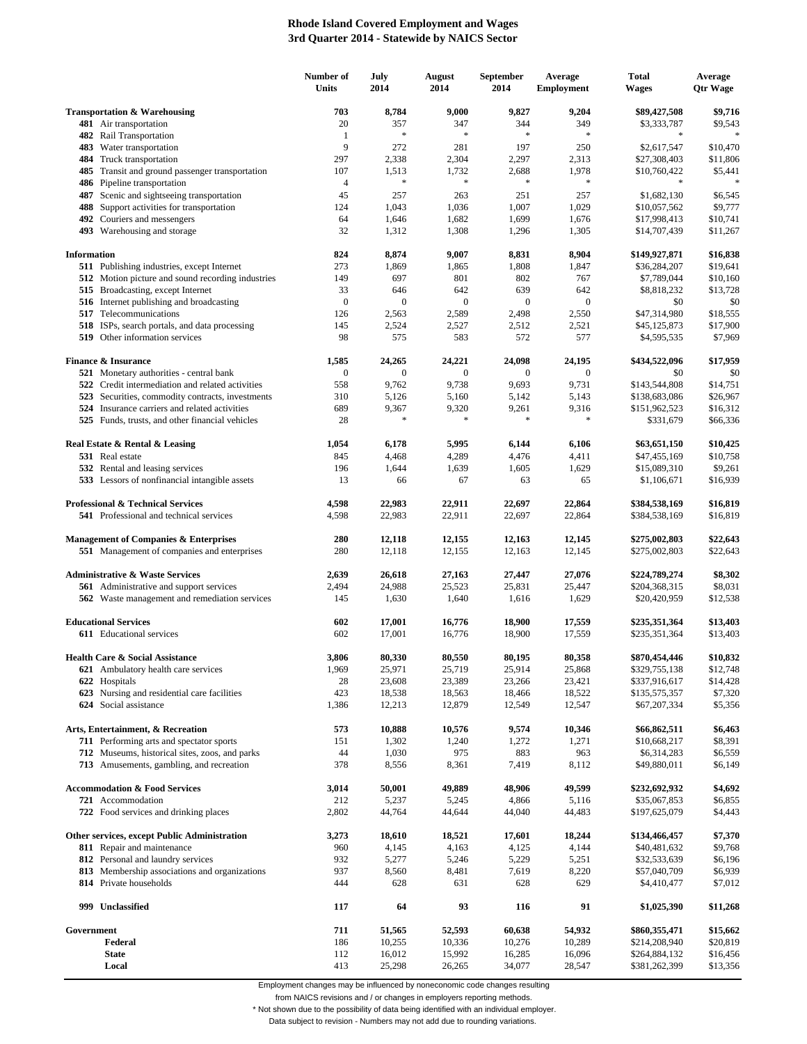# Rhode Island Covered Employment and Wages
## 3rd Quarter 2014 - Statewide by NAICS Sector

| | Number of Units | July 2014 | August 2014 | September 2014 | Average Employment | Total Wages | Average Qtr Wage |
|---|---|---|---|---|---|---|---|
| **Transportation & Warehousing** | **703** | **8,784** | **9,000** | **9,827** | **9,204** | **$89,427,508** | **$9,716** |
| **481** Air transportation | 20 | 357 | 347 | 344 | 349 | $3,333,787 | $9,543 |
| **482** Rail Transportation | 1 | * | * | * | * | * | * |
| **483** Water transportation | 9 | 272 | 281 | 197 | 250 | $2,617,547 | $10,470 |
| **484** Truck transportation | 297 | 2,338 | 2,304 | 2,297 | 2,313 | $27,308,403 | $11,806 |
| **485** Transit and ground passenger transportation | 107 | 1,513 | 1,732 | 2,688 | 1,978 | $10,760,422 | $5,441 |
| **486** Pipeline transportation | 4 | * | * | * | * | * | * |
| **487** Scenic and sightseeing transportation | 45 | 257 | 263 | 251 | 257 | $1,682,130 | $6,545 |
| **488** Support activities for transportation | 124 | 1,043 | 1,036 | 1,007 | 1,029 | $10,057,562 | $9,777 |
| **492** Couriers and messengers | 64 | 1,646 | 1,682 | 1,699 | 1,676 | $17,998,413 | $10,741 |
| **493** Warehousing and storage | 32 | 1,312 | 1,308 | 1,296 | 1,305 | $14,707,439 | $11,267 |
| **Information** | **824** | **8,874** | **9,007** | **8,831** | **8,904** | **$149,927,871** | **$16,838** |
| **511** Publishing industries, except Internet | 273 | 1,869 | 1,865 | 1,808 | 1,847 | $36,284,207 | $19,641 |
| **512** Motion picture and sound recording industries | 149 | 697 | 801 | 802 | 767 | $7,789,044 | $10,160 |
| **515** Broadcasting, except Internet | 33 | 646 | 642 | 639 | 642 | $8,818,232 | $13,728 |
| **516** Internet publishing and broadcasting | 0 | 0 | 0 | 0 | 0 | $0 | $0 |
| **517** Telecommunications | 126 | 2,563 | 2,589 | 2,498 | 2,550 | $47,314,980 | $18,555 |
| **518** ISPs, search portals, and data processing | 145 | 2,524 | 2,527 | 2,512 | 2,521 | $45,125,873 | $17,900 |
| **519** Other information services | 98 | 575 | 583 | 572 | 577 | $4,595,535 | $7,969 |
| **Finance & Insurance** | **1,585** | **24,265** | **24,221** | **24,098** | **24,195** | **$434,522,096** | **$17,959** |
| **521** Monetary authorities - central bank | 0 | 0 | 0 | 0 | 0 | $0 | $0 |
| **522** Credit intermediation and related activities | 558 | 9,762 | 9,738 | 9,693 | 9,731 | $143,544,808 | $14,751 |
| **523** Securities, commodity contracts, investments | 310 | 5,126 | 5,160 | 5,142 | 5,143 | $138,683,086 | $26,967 |
| **524** Insurance carriers and related activities | 689 | 9,367 | 9,320 | 9,261 | 9,316 | $151,962,523 | $16,312 |
| **525** Funds, trusts, and other financial vehicles | 28 | * | * | * | * | $331,679 | $66,336 |
| **Real Estate & Rental & Leasing** | **1,054** | **6,178** | **5,995** | **6,144** | **6,106** | **$63,651,150** | **$10,425** |
| **531** Real estate | 845 | 4,468 | 4,289 | 4,476 | 4,411 | $47,455,169 | $10,758 |
| **532** Rental and leasing services | 196 | 1,644 | 1,639 | 1,605 | 1,629 | $15,089,310 | $9,261 |
| **533** Lessors of nonfinancial intangible assets | 13 | 66 | 67 | 63 | 65 | $1,106,671 | $16,939 |
| **Professional & Technical Services** | **4,598** | **22,983** | **22,911** | **22,697** | **22,864** | **$384,538,169** | **$16,819** |
| **541** Professional and technical services | 4,598 | 22,983 | 22,911 | 22,697 | 22,864 | $384,538,169 | $16,819 |
| **Management of Companies & Enterprises** | **280** | **12,118** | **12,155** | **12,163** | **12,145** | **$275,002,803** | **$22,643** |
| **551** Management of companies and enterprises | 280 | 12,118 | 12,155 | 12,163 | 12,145 | $275,002,803 | $22,643 |
| **Administrative & Waste Services** | **2,639** | **26,618** | **27,163** | **27,447** | **27,076** | **$224,789,274** | **$8,302** |
| **561** Administrative and support services | 2,494 | 24,988 | 25,523 | 25,831 | 25,447 | $204,368,315 | $8,031 |
| **562** Waste management and remediation services | 145 | 1,630 | 1,640 | 1,616 | 1,629 | $20,420,959 | $12,538 |
| **Educational Services** | **602** | **17,001** | **16,776** | **18,900** | **17,559** | **$235,351,364** | **$13,403** |
| **611** Educational services | 602 | 17,001 | 16,776 | 18,900 | 17,559 | $235,351,364 | $13,403 |
| **Health Care & Social Assistance** | **3,806** | **80,330** | **80,550** | **80,195** | **80,358** | **$870,454,446** | **$10,832** |
| **621** Ambulatory health care services | 1,969 | 25,971 | 25,719 | 25,914 | 25,868 | $329,755,138 | $12,748 |
| **622** Hospitals | 28 | 23,608 | 23,389 | 23,266 | 23,421 | $337,916,617 | $14,428 |
| **623** Nursing and residential care facilities | 423 | 18,538 | 18,563 | 18,466 | 18,522 | $135,575,357 | $7,320 |
| **624** Social assistance | 1,386 | 12,213 | 12,879 | 12,549 | 12,547 | $67,207,334 | $5,356 |
| **Arts, Entertainment, & Recreation** | **573** | **10,888** | **10,576** | **9,574** | **10,346** | **$66,862,511** | **$6,463** |
| **711** Performing arts and spectator sports | 151 | 1,302 | 1,240 | 1,272 | 1,271 | $10,668,217 | $8,391 |
| **712** Museums, historical sites, zoos, and parks | 44 | 1,030 | 975 | 883 | 963 | $6,314,283 | $6,559 |
| **713** Amusements, gambling, and recreation | 378 | 8,556 | 8,361 | 7,419 | 8,112 | $49,880,011 | $6,149 |
| **Accommodation & Food Services** | **3,014** | **50,001** | **49,889** | **48,906** | **49,599** | **$232,692,932** | **$4,692** |
| **721** Accommodation | 212 | 5,237 | 5,245 | 4,866 | 5,116 | $35,067,853 | $6,855 |
| **722** Food services and drinking places | 2,802 | 44,764 | 44,644 | 44,040 | 44,483 | $197,625,079 | $4,443 |
| **Other services, except Public Administration** | **3,273** | **18,610** | **18,521** | **17,601** | **18,244** | **$134,466,457** | **$7,370** |
| **811** Repair and maintenance | 960 | 4,145 | 4,163 | 4,125 | 4,144 | $40,481,632 | $9,768 |
| **812** Personal and laundry services | 932 | 5,277 | 5,246 | 5,229 | 5,251 | $32,533,639 | $6,196 |
| **813** Membership associations and organizations | 937 | 8,560 | 8,481 | 7,619 | 8,220 | $57,040,709 | $6,939 |
| **814** Private households | 444 | 628 | 631 | 628 | 629 | $4,410,477 | $7,012 |
| **999 Unclassified** | **117** | **64** | **93** | **116** | **91** | **$1,025,390** | **$11,268** |
| **Government** | **711** | **51,565** | **52,593** | **60,638** | **54,932** | **$860,355,471** | **$15,662** |
| **Federal** | 186 | 10,255 | 10,336 | 10,276 | 10,289 | $214,208,940 | $20,819 |
| **State** | 112 | 16,012 | 15,992 | 16,285 | 16,096 | $264,884,132 | $16,456 |
| **Local** | 413 | 25,298 | 26,265 | 34,077 | 28,547 | $381,262,399 | $13,356 |

Employment changes may be influenced by noneconomic code changes resulting from NAICS revisions and / or changes in employers reporting methods.

* Not shown due to the possibility of data being identified with an individual employer.

Data subject to revision - Numbers may not add due to rounding variations.